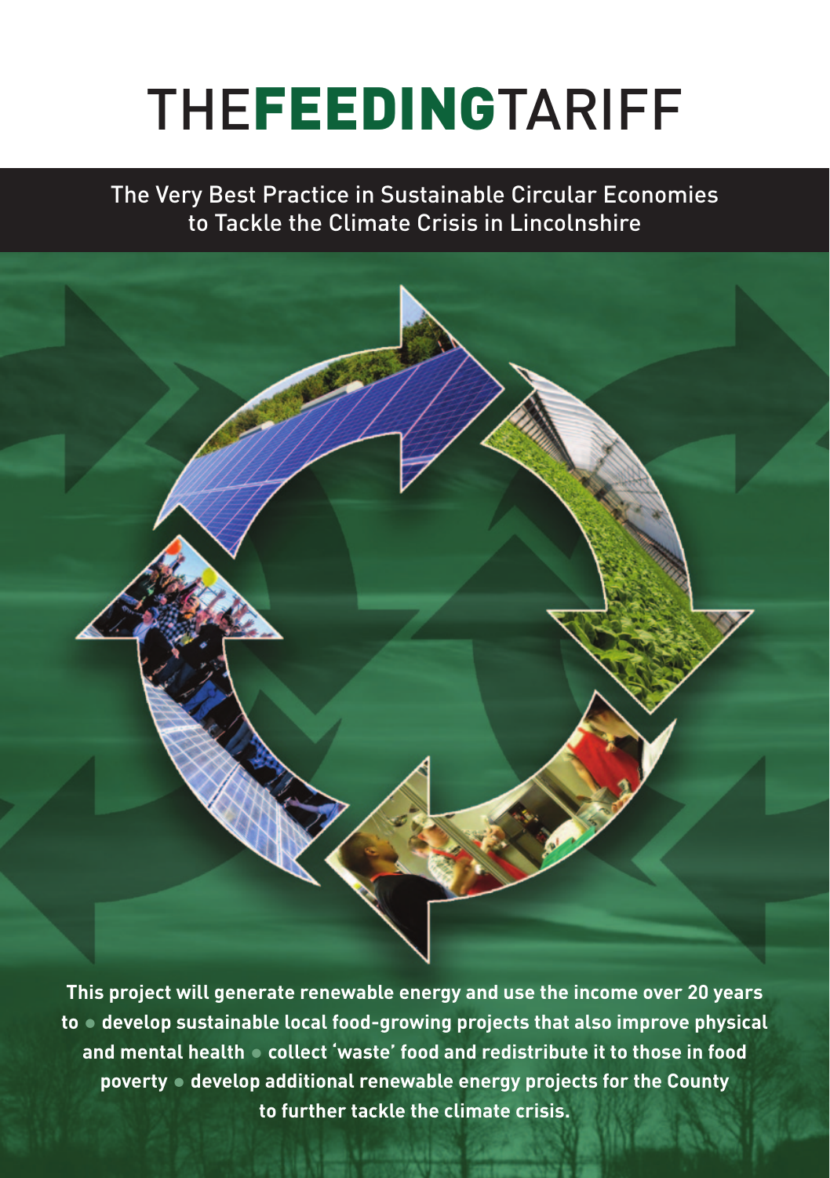# THE**FEEDING**TARIFF

The Very Best Practice in Sustainable Circular Economies to Tackle the Climate Crisis in Lincolnshire

**This project will generate renewable energy and use the income over 20 years to • develop sustainable local food-growing projects that also improve physical and mental health • collect 'waste' food and redistribute it to those in food poverty • develop additional renewable energy projects for the County to further tackle the climate crisis.**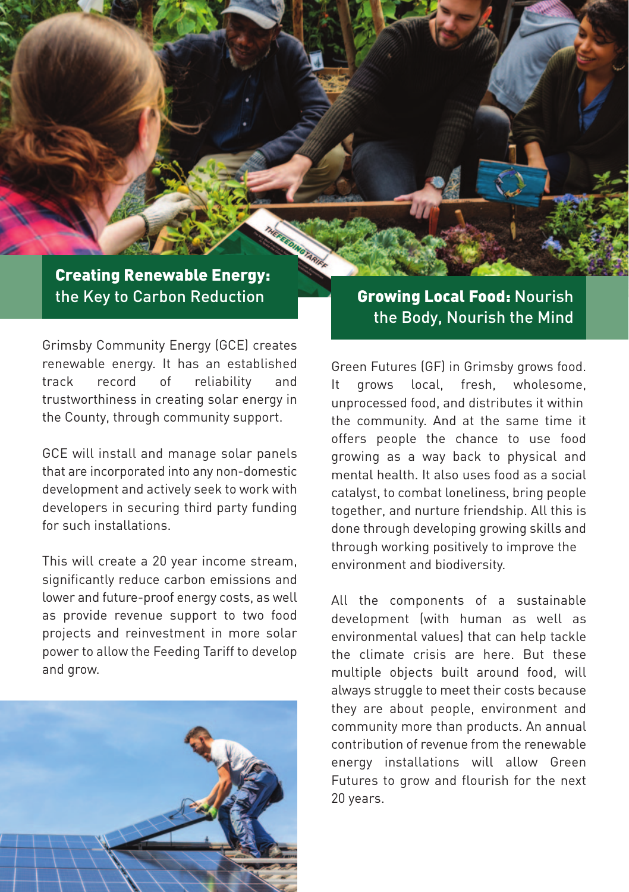## **Creating Renewable Energy:** the Key to Carbon Reduction

Grimsby Community Energy (GCE) creates renewable energy. It has an established track record of reliability and trustworthiness in creating solar energy in the County, through community support.

GCE will install and manage solar panels that are incorporated into any non-domestic development and actively seek to work with developers in securing third party funding for such installations.

This will create a 20 year income stream, significantly reduce carbon emissions and lower and future-proof energy costs, as well as provide revenue support to two food projects and reinvestment in more solar power to allow the Feeding Tariff to develop and grow.

## **Growing Local Food:** Nourish the Body, Nourish the Mind

Green Futures (GF) in Grimsby grows food. It grows local, fresh, wholesome, unprocessed food, and distributes it within the community. And at the same time it offers people the chance to use food growing as a way back to physical and mental health. It also uses food as a social catalyst, to combat loneliness, bring people together, and nurture friendship. All this is done through developing growing skills and through working positively to improve the environment and biodiversity.

All the components of a sustainable development (with human as well as environmental values) that can help tackle the climate crisis are here. But these multiple objects built around food, will always struggle to meet their costs because they are about people, environment and community more than products. An annual contribution of revenue from the renewable energy installations will allow Green Futures to grow and flourish for the next 20 years.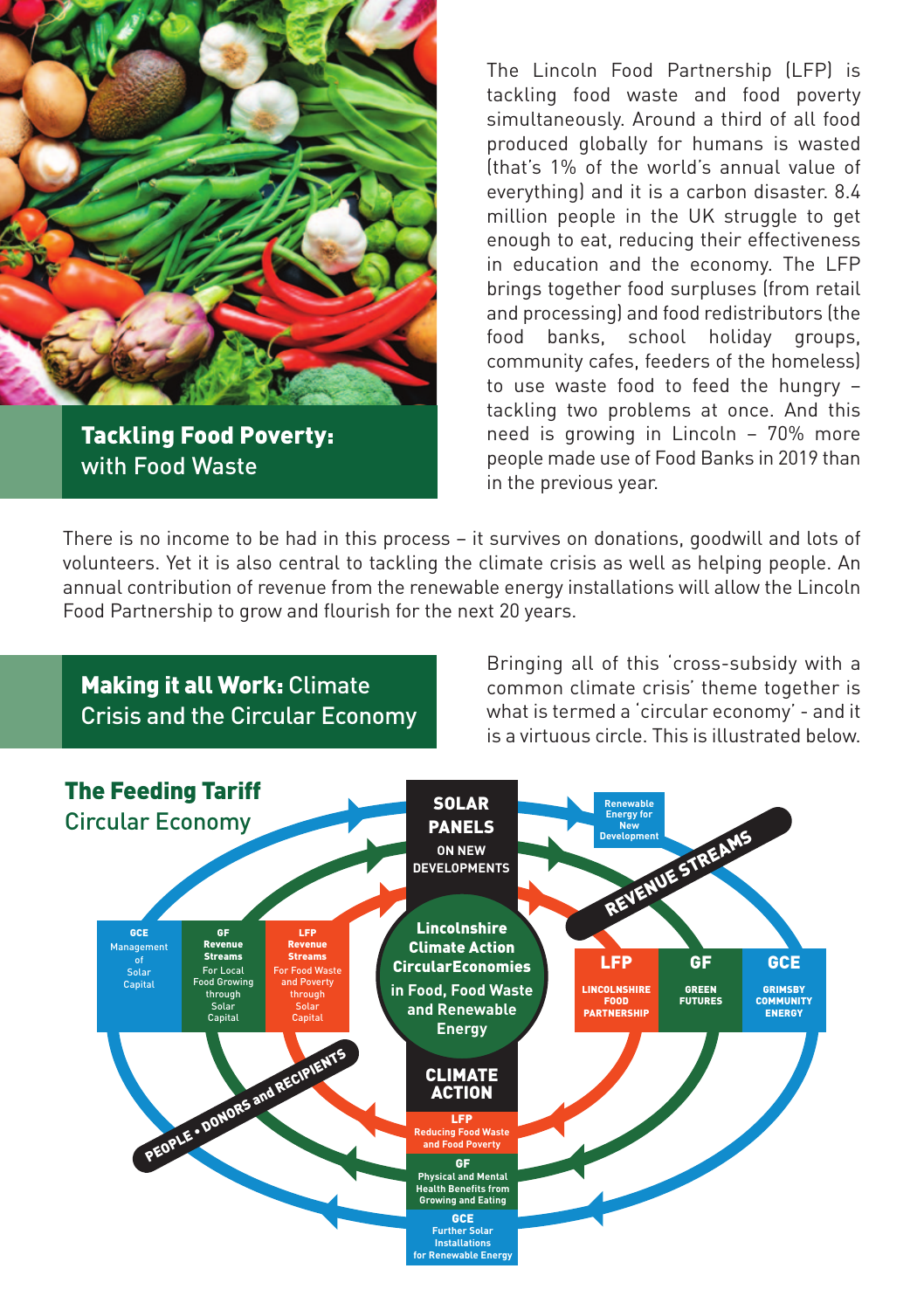## Tackling Food Poverty: with Food Waste

The Lincoln Food Partnership (LFP) is tackling food waste and food poverty simultaneously. Around a third of all food produced globally for humans is wasted (that's 1% of the world's annual value of everything) and it is a carbon disaster. 8.4 million people in the UK struggle to get enough to eat, reducing their effectiveness in education and the economy. The LFP brings together food surpluses (from retail and processing) and food redistributors (the food banks, school holiday groups, community cafes, feeders of the homeless) to use waste food to feed the hungry – tackling two problems at once. And this need is growing in Lincoln – 70% more people made use of Food Banks in 2019 than in the previous year.

There is no income to be had in this process – it survives on donations, goodwill and lots of volunteers. Yet it is also central to tackling the climate crisis as well as helping people. An annual contribution of revenue from the renewable energy installations will allow the Lincoln Food Partnership to grow and flourish for the next 20 years.

## Making it all Work: Climate Crisis and the Circular Economy

Bringing all of this 'cross-subsidy with a common climate crisis' theme together is what is termed a 'circular economy' - and it is a virtuous circle. This is illustrated below.

### The Feeding Tariff Circular Economy

**SOLAR PANELS** ON NEW DEVELOPMENTS

Renewable Energy for New Development

REVENUE STREAMS

**Lincolnshire Climate Action CircularEconomies** in Food, Food Waste and Renewable Energy

- **LFP** LINCOLNSHIRE FOOD PARTNERSHIP
- **GF** GREEN FUTURES
- **GCE** GRIMSBY COMMUNITY ENERGY

- **GCE** Management of Solar Capital
- **GF Revenue Streams** For Local Food Growing through Solar Capital
- **LFP Revenue Streams** For Food Waste and Poverty through Solar Capital

PEOPLE • DONORS and RECIPIENTS

**CLIMATE ACTION**

- **LFP** Reducing Food Waste and Food Poverty
- **GF** Physical and Mental Health Benefits from Growing and Eating
- **GCE** Further Solar Installations for Renewable Energy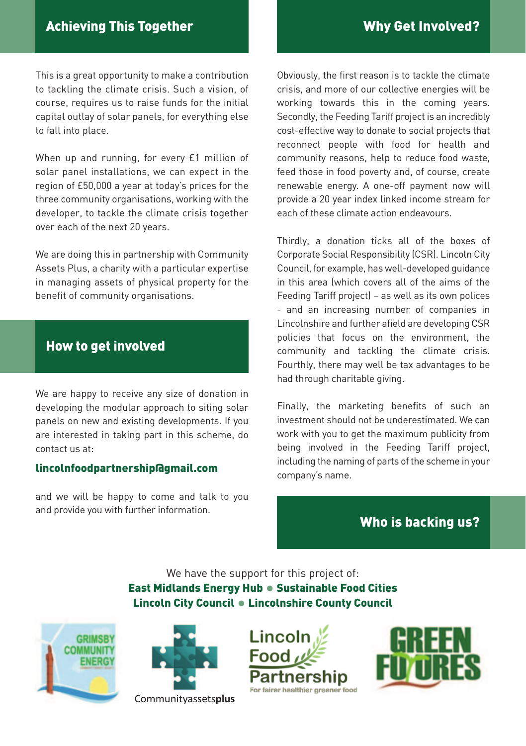## Achieving This Together

This is a great opportunity to make a contribution to tackling the climate crisis. Such a vision, of course, requires us to raise funds for the initial capital outlay of solar panels, for everything else to fall into place.

When up and running, for every £1 million of solar panel installations, we can expect in the region of £50,000 a year at today's prices for the three community organisations, working with the developer, to tackle the climate crisis together over each of the next 20 years.

We are doing this in partnership with Community Assets Plus, a charity with a particular expertise in managing assets of physical property for the benefit of community organisations.

## How to get involved

We are happy to receive any size of donation in developing the modular approach to siting solar panels on new and existing developments. If you are interested in taking part in this scheme, do contact us at:

**lincolnfoodpartnership@gmail.com**

and we will be happy to come and talk to you and provide you with further information.

## Why Get Involved?

Obviously, the first reason is to tackle the climate crisis, and more of our collective energies will be working towards this in the coming years. Secondly, the Feeding Tariff project is an incredibly cost-effective way to donate to social projects that reconnect people with food for health and community reasons, help to reduce food waste, feed those in food poverty and, of course, create renewable energy. A one-off payment now will provide a 20 year index linked income stream for each of these climate action endeavours.

Thirdly, a donation ticks all of the boxes of Corporate Social Responsibility (CSR). Lincoln City Council, for example, has well-developed guidance in this area (which covers all of the aims of the Feeding Tariff project) – as well as its own polices - and an increasing number of companies in Lincolnshire and further afield are developing CSR policies that focus on the environment, the community and tackling the climate crisis. Fourthly, there may well be tax advantages to be had through charitable giving.

Finally, the marketing benefits of such an investment should not be underestimated. We can work with you to get the maximum publicity from being involved in the Feeding Tariff project, including the naming of parts of the scheme in your company's name.

## Who is backing us?

We have the support for this project of:

**East Midlands Energy Hub • Sustainable Food Cities**
**Lincoln City Council • Lincolnshire County Council**

GRIMSBY COMMUNITY ENERGY

Communityassets**plus**

Lincoln Food Partnership
For fairer healthier greener food

GREEN FUTURES